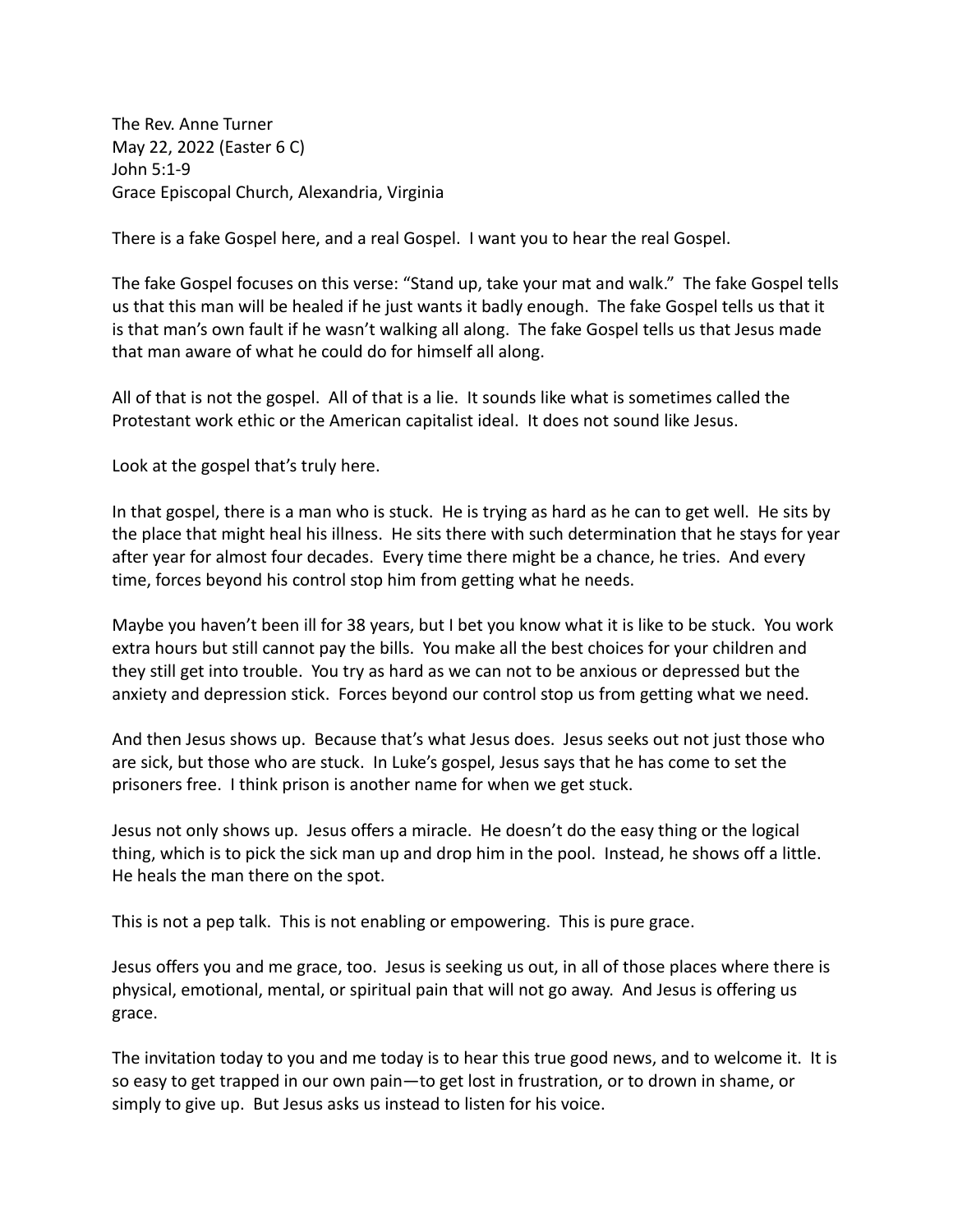The Rev. Anne Turner
May 22, 2022 (Easter 6 C)
John 5:1-9
Grace Episcopal Church, Alexandria, Virginia

There is a fake Gospel here, and a real Gospel. I want you to hear the real Gospel.

The fake Gospel focuses on this verse: "Stand up, take your mat and walk." The fake Gospel tells us that this man will be healed if he just wants it badly enough. The fake Gospel tells us that it is that man's own fault if he wasn't walking all along. The fake Gospel tells us that Jesus made that man aware of what he could do for himself all along.

All of that is not the gospel. All of that is a lie. It sounds like what is sometimes called the Protestant work ethic or the American capitalist ideal. It does not sound like Jesus.

Look at the gospel that's truly here.

In that gospel, there is a man who is stuck. He is trying as hard as he can to get well. He sits by the place that might heal his illness. He sits there with such determination that he stays for year after year for almost four decades. Every time there might be a chance, he tries. And every time, forces beyond his control stop him from getting what he needs.

Maybe you haven't been ill for 38 years, but I bet you know what it is like to be stuck. You work extra hours but still cannot pay the bills. You make all the best choices for your children and they still get into trouble. You try as hard as we can not to be anxious or depressed but the anxiety and depression stick. Forces beyond our control stop us from getting what we need.

And then Jesus shows up. Because that's what Jesus does. Jesus seeks out not just those who are sick, but those who are stuck. In Luke's gospel, Jesus says that he has come to set the prisoners free. I think prison is another name for when we get stuck.

Jesus not only shows up. Jesus offers a miracle. He doesn't do the easy thing or the logical thing, which is to pick the sick man up and drop him in the pool. Instead, he shows off a little. He heals the man there on the spot.

This is not a pep talk. This is not enabling or empowering. This is pure grace.

Jesus offers you and me grace, too. Jesus is seeking us out, in all of those places where there is physical, emotional, mental, or spiritual pain that will not go away. And Jesus is offering us grace.

The invitation today to you and me today is to hear this true good news, and to welcome it. It is so easy to get trapped in our own pain—to get lost in frustration, or to drown in shame, or simply to give up. But Jesus asks us instead to listen for his voice.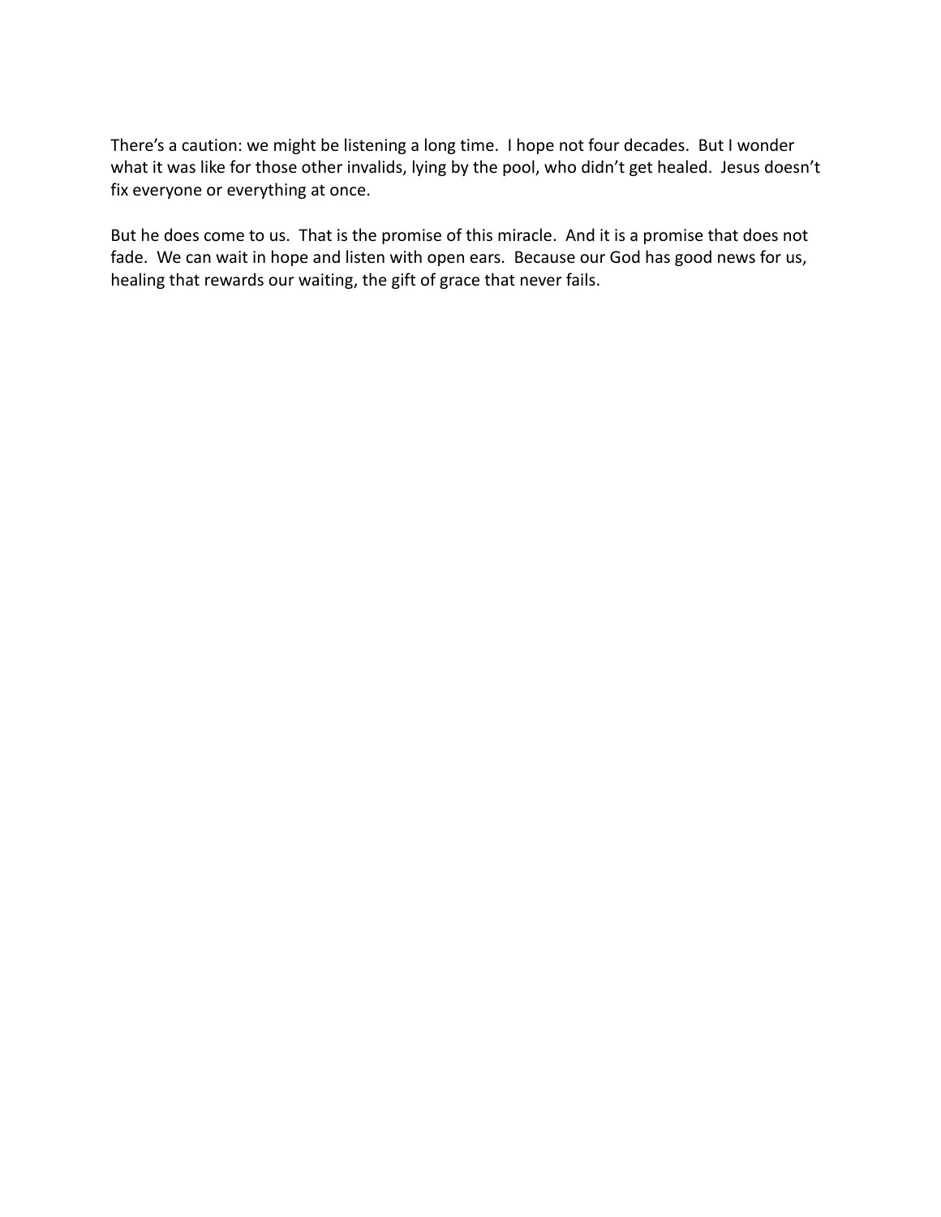There's a caution: we might be listening a long time. I hope not four decades. But I wonder what it was like for those other invalids, lying by the pool, who didn't get healed. Jesus doesn't fix everyone or everything at once.

But he does come to us. That is the promise of this miracle. And it is a promise that does not fade. We can wait in hope and listen with open ears. Because our God has good news for us, healing that rewards our waiting, the gift of grace that never fails.